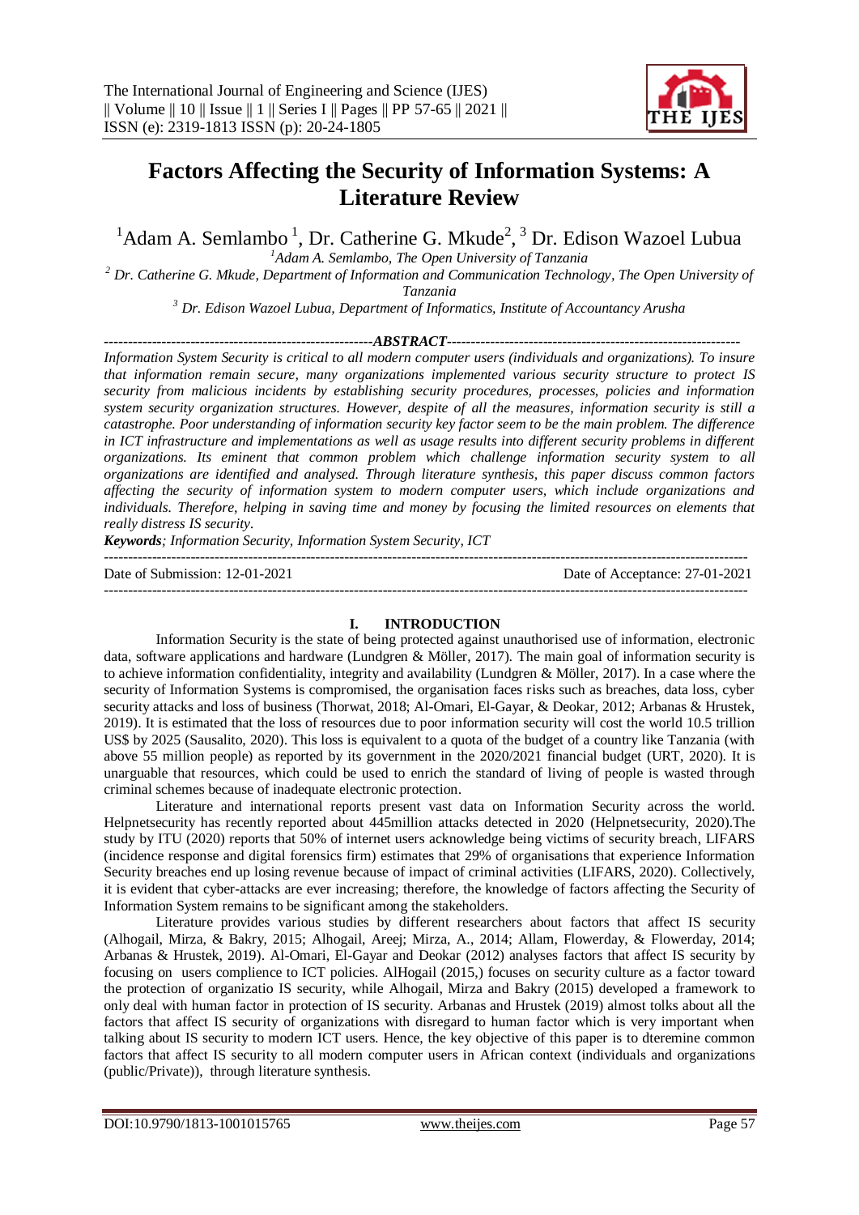# Factors Affecting the Security of Information Systems: A Literature Review

[1]Adam A. Semlambo [1], Dr. Catherine G. Mkude[2], [3] Dr. Edison Wazoel Lubua

[1]Adam A. Semlambo, The Open University of Tanzania

[2] Dr. Catherine G. Mkude, Department of Information and Communication Technology, The Open University of Tanzania

[3] Dr. Edison Wazoel Lubua, Department of Informatics, Institute of Accountancy Arusha

**ABSTRACT**

*Information System Security is critical to all modern computer users (individuals and organizations). To insure that information remain secure, many organizations implemented various security structure to protect IS security from malicious incidents by establishing security procedures, processes, policies and information system security organization structures. However, despite of all the measures, information security is still a catastrophe. Poor understanding of information security key factor seem to be the main problem. The difference in ICT infrastructure and implementations as well as usage results into different security problems in different organizations. Its eminent that common problem which challenge information security system to all organizations are identified and analysed. Through literature synthesis, this paper discuss common factors affecting the security of information system to modern computer users, which include organizations and individuals. Therefore, helping in saving time and money by focusing the limited resources on elements that really distress IS security.*

***Keywords****; Information Security, Information System Security, ICT*

Date of Submission: 12-01-2021 Date of Acceptance: 27-01-2021

## I. INTRODUCTION

Information Security is the state of being protected against unauthorised use of information, electronic data, software applications and hardware (Lundgren & Möller, 2017). The main goal of information security is to achieve information confidentiality, integrity and availability (Lundgren & Möller, 2017). In a case where the security of Information Systems is compromised, the organisation faces risks such as breaches, data loss, cyber security attacks and loss of business (Thorwat, 2018; Al-Omari, El-Gayar, & Deokar, 2012; Arbanas & Hrustek, 2019). It is estimated that the loss of resources due to poor information security will cost the world 10.5 trillion US$ by 2025 (Sausalito, 2020). This loss is equivalent to a quota of the budget of a country like Tanzania (with above 55 million people) as reported by its government in the 2020/2021 financial budget (URT, 2020). It is unarguable that resources, which could be used to enrich the standard of living of people is wasted through criminal schemes because of inadequate electronic protection.

Literature and international reports present vast data on Information Security across the world. Helpnetsecurity has recently reported about 445million attacks detected in 2020 (Helpnetsecurity, 2020).The study by ITU (2020) reports that 50% of internet users acknowledge being victims of security breach, LIFARS (incidence response and digital forensics firm) estimates that 29% of organisations that experience Information Security breaches end up losing revenue because of impact of criminal activities (LIFARS, 2020). Collectively, it is evident that cyber-attacks are ever increasing; therefore, the knowledge of factors affecting the Security of Information System remains to be significant among the stakeholders.

Literature provides various studies by different researchers about factors that affect IS security (Alhogail, Mirza, & Bakry, 2015; Alhogail, Areej; Mirza, A., 2014; Allam, Flowerday, & Flowerday, 2014; Arbanas & Hrustek, 2019). Al-Omari, El-Gayar and Deokar (2012) analyses factors that affect IS security by focusing on users complience to ICT policies. AlHogail (2015,) focuses on security culture as a factor toward the protection of organizatio IS security, while Alhogail, Mirza and Bakry (2015) developed a framework to only deal with human factor in protection of IS security. Arbanas and Hrustek (2019) almost tolks about all the factors that affect IS security of organizations with disregard to human factor which is very important when talking about IS security to modern ICT users. Hence, the key objective of this paper is to dteremine common factors that affect IS security to all modern computer users in African context (individuals and organizations (public/Private)), through literature synthesis.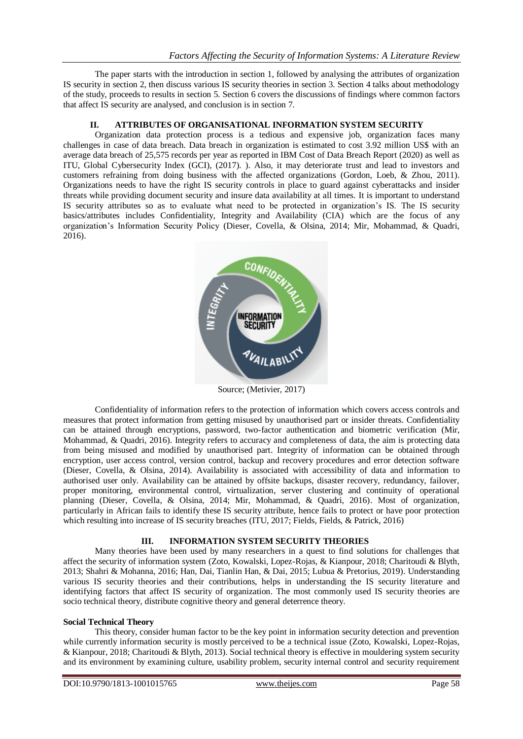The paper starts with the introduction in section 1, followed by analysing the attributes of organization IS security in section 2, then discuss various IS security theories in section 3. Section 4 talks about methodology of the study, proceeds to results in section 5. Section 6 covers the discussions of findings where common factors that affect IS security are analysed, and conclusion is in section 7.

## II. ATTRIBUTES OF ORGANISATIONAL INFORMATION SYSTEM SECURITY

Organization data protection process is a tedious and expensive job, organization faces many challenges in case of data breach. Data breach in organization is estimated to cost 3.92 million US$ with an average data breach of 25,575 records per year as reported in IBM Cost of Data Breach Report (2020) as well as ITU, Global Cybersecurity Index (GCI), (2017). ). Also, it may deteriorate trust and lead to investors and customers refraining from doing business with the affected organizations (Gordon, Loeb, & Zhou, 2011). Organizations needs to have the right IS security controls in place to guard against cyberattacks and insider threats while providing document security and insure data availability at all times. It is important to understand IS security attributes so as to evaluate what need to be protected in organization's IS. The IS security basics/attributes includes Confidentiality, Integrity and Availability (CIA) which are the focus of any organization's Information Security Policy (Dieser, Covella, & Olsina, 2014; Mir, Mohammad, & Quadri, 2016).

Source; (Metivier, 2017)

Confidentiality of information refers to the protection of information which covers access controls and measures that protect information from getting misused by unauthorised part or insider threats. Confidentiality can be attained through encryptions, password, two-factor authentication and biometric verification (Mir, Mohammad, & Quadri, 2016). Integrity refers to accuracy and completeness of data, the aim is protecting data from being misused and modified by unauthorised part. Integrity of information can be obtained through encryption, user access control, version control, backup and recovery procedures and error detection software (Dieser, Covella, & Olsina, 2014). Availability is associated with accessibility of data and information to authorised user only. Availability can be attained by offsite backups, disaster recovery, redundancy, failover, proper monitoring, environmental control, virtualization, server clustering and continuity of operational planning (Dieser, Covella, & Olsina, 2014; Mir, Mohammad, & Quadri, 2016). Most of organization, particularly in African fails to identify these IS security attribute, hence fails to protect or have poor protection which resulting into increase of IS security breaches (ITU, 2017; Fields, Fields, & Patrick, 2016)

## III. INFORMATION SYSTEM SECURITY THEORIES

Many theories have been used by many researchers in a quest to find solutions for challenges that affect the security of information system (Zoto, Kowalski, Lopez-Rojas, & Kianpour, 2018; Charitoudi & Blyth, 2013; Shahri & Mohanna, 2016; Han, Dai, Tianlin Han, & Dai, 2015; Lubua & Pretorius, 2019). Understanding various IS security theories and their contributions, helps in understanding the IS security literature and identifying factors that affect IS security of organization. The most commonly used IS security theories are socio technical theory, distribute cognitive theory and general deterrence theory.

**Social Technical Theory**

This theory, consider human factor to be the key point in information security detection and prevention while currently information security is mostly perceived to be a technical issue (Zoto, Kowalski, Lopez-Rojas, & Kianpour, 2018; Charitoudi & Blyth, 2013). Social technical theory is effective in mouldering system security and its environment by examining culture, usability problem, security internal control and security requirement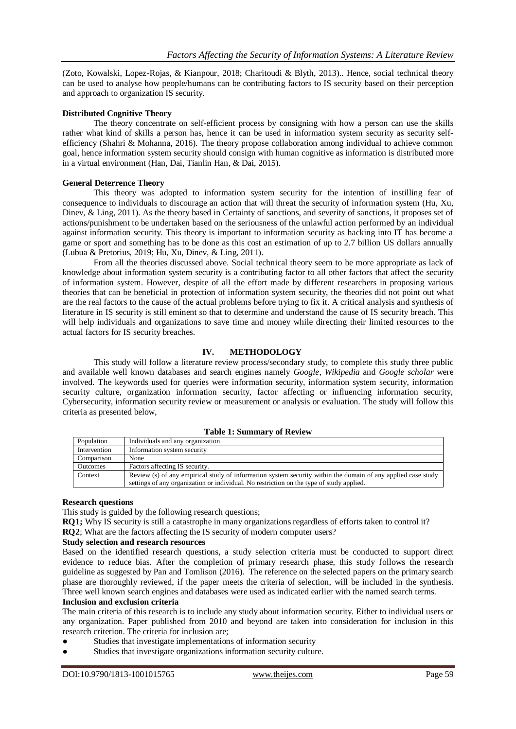(Zoto, Kowalski, Lopez-Rojas, & Kianpour, 2018; Charitoudi & Blyth, 2013).. Hence, social technical theory can be used to analyse how people/humans can be contributing factors to IS security based on their perception and approach to organization IS security.

**Distributed Cognitive Theory**

The theory concentrate on self-efficient process by consigning with how a person can use the skills rather what kind of skills a person has, hence it can be used in information system security as security self-efficiency (Shahri & Mohanna, 2016). The theory propose collaboration among individual to achieve common goal, hence information system security should consign with human cognitive as information is distributed more in a virtual environment (Han, Dai, Tianlin Han, & Dai, 2015).

**General Deterrence Theory**

This theory was adopted to information system security for the intention of instilling fear of consequence to individuals to discourage an action that will threat the security of information system (Hu, Xu, Dinev, & Ling, 2011). As the theory based in Certainty of sanctions, and severity of sanctions, it proposes set of actions/punishment to be undertaken based on the seriousness of the unlawful action performed by an individual against information security. This theory is important to information security as hacking into IT has become a game or sport and something has to be done as this cost an estimation of up to 2.7 billion US dollars annually (Lubua & Pretorius, 2019; Hu, Xu, Dinev, & Ling, 2011).

From all the theories discussed above. Social technical theory seem to be more appropriate as lack of knowledge about information system security is a contributing factor to all other factors that affect the security of information system. However, despite of all the effort made by different researchers in proposing various theories that can be beneficial in protection of information system security, the theories did not point out what are the real factors to the cause of the actual problems before trying to fix it. A critical analysis and synthesis of literature in IS security is still eminent so that to determine and understand the cause of IS security breach. This will help individuals and organizations to save time and money while directing their limited resources to the actual factors for IS security breaches.

## IV. METHODOLOGY

This study will follow a literature review process/secondary study, to complete this study three public and available well known databases and search engines namely *Google*, *Wikipedia* and *Google scholar* were involved. The keywords used for queries were information security, information system security, information security culture, organization information security, factor affecting or influencing information security, Cybersecurity, information security review or measurement or analysis or evaluation. The study will follow this criteria as presented below,

**Table 1: Summary of Review**

| | |
|---|---|
| Population | Individuals and any organization |
| Intervention | Information system security |
| Comparison | None |
| Outcomes | Factors affecting IS security. |
| Context | Review (s) of any empirical study of information system security within the domain of any applied case study settings of any organization or individual. No restriction on the type of study applied. |

**Research questions**

This study is guided by the following research questions;

**RQ1;** Why IS security is still a catastrophe in many organizations regardless of efforts taken to control it?

**RQ2**; What are the factors affecting the IS security of modern computer users?

**Study selection and research resources**

Based on the identified research questions, a study selection criteria must be conducted to support direct evidence to reduce bias. After the completion of primary research phase, this study follows the research guideline as suggested by Pan and Tomlison (2016). The reference on the selected papers on the primary search phase are thoroughly reviewed, if the paper meets the criteria of selection, will be included in the synthesis. Three well known search engines and databases were used as indicated earlier with the named search terms.

**Inclusion and exclusion criteria**

The main criteria of this research is to include any study about information security. Either to individual users or any organization. Paper published from 2010 and beyond are taken into consideration for inclusion in this research criterion. The criteria for inclusion are;

- Studies that investigate implementations of information security
- Studies that investigate organizations information security culture.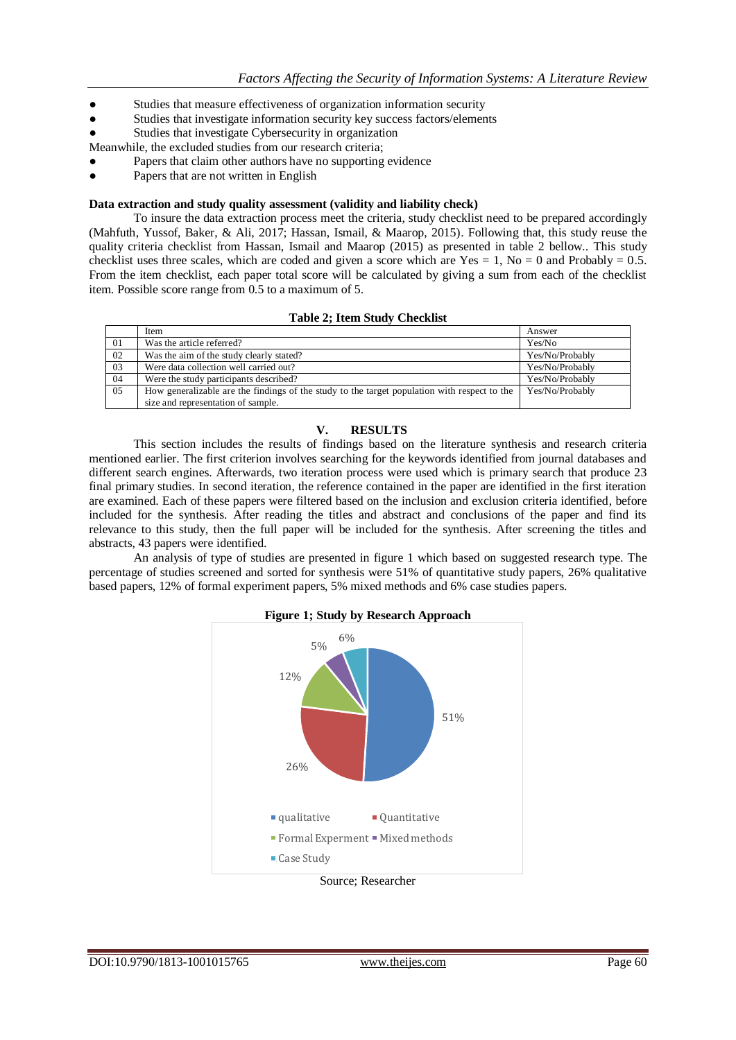- Studies that measure effectiveness of organization information security
- Studies that investigate information security key success factors/elements
- Studies that investigate Cybersecurity in organization

Meanwhile, the excluded studies from our research criteria;

- Papers that claim other authors have no supporting evidence
- Papers that are not written in English

**Data extraction and study quality assessment (validity and liability check)**

To insure the data extraction process meet the criteria, study checklist need to be prepared accordingly (Mahfuth, Yussof, Baker, & Ali, 2017; Hassan, Ismail, & Maarop, 2015). Following that, this study reuse the quality criteria checklist from Hassan, Ismail and Maarop (2015) as presented in table 2 bellow.. This study checklist uses three scales, which are coded and given a score which are Yes = 1, No = 0 and Probably = 0.5. From the item checklist, each paper total score will be calculated by giving a sum from each of the checklist item. Possible score range from 0.5 to a maximum of 5.

**Table 2; Item Study Checklist**

| | Item | Answer |
|---|---|---|
| 01 | Was the article referred? | Yes/No |
| 02 | Was the aim of the study clearly stated? | Yes/No/Probably |
| 03 | Were data collection well carried out? | Yes/No/Probably |
| 04 | Were the study participants described? | Yes/No/Probably |
| 05 | How generalizable are the findings of the study to the target population with respect to the size and representation of sample. | Yes/No/Probably |

## V. RESULTS

This section includes the results of findings based on the literature synthesis and research criteria mentioned earlier. The first criterion involves searching for the keywords identified from journal databases and different search engines. Afterwards, two iteration process were used which is primary search that produce 23 final primary studies. In second iteration, the reference contained in the paper are identified in the first iteration are examined. Each of these papers were filtered based on the inclusion and exclusion criteria identified, before included for the synthesis. After reading the titles and abstract and conclusions of the paper and find its relevance to this study, then the full paper will be included for the synthesis. After screening the titles and abstracts, 43 papers were identified.

An analysis of type of studies are presented in figure 1 which based on suggested research type. The percentage of studies screened and sorted for synthesis were 51% of quantitative study papers, 26% qualitative based papers, 12% of formal experiment papers, 5% mixed methods and 6% case studies papers.

**Figure 1; Study by Research Approach**

| Research approach | Percentage |
|---|---|
| qualitative | 51% |
| Quantitative | 26% |
| Formal Experment | 12% |
| Mixed methods | 5% |
| Case Study | 6% |

Source; Researcher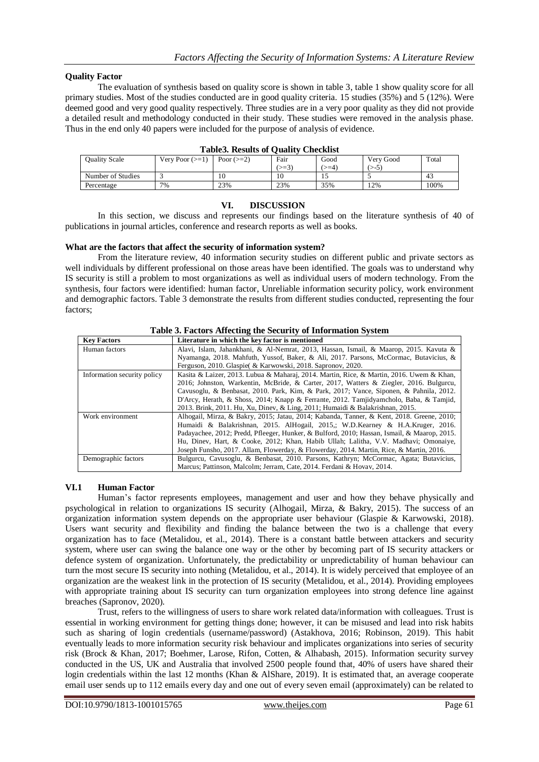## Quality Factor

The evaluation of synthesis based on quality score is shown in table 3, table 1 show quality score for all primary studies. Most of the studies conducted are in good quality criteria. 15 studies (35%) and 5 (12%). Were deemed good and very good quality respectively. Three studies are in a very poor quality as they did not provide a detailed result and methodology conducted in their study. These studies were removed in the analysis phase. Thus in the end only 40 papers were included for the purpose of analysis of evidence.

**Table3. Results of Quality Checklist**

| Quality Scale | Very Poor (>=1) | Poor (>=2) | Fair (>=3) | Good (>=4) | Very Good (>-5) | Total |
|---|---|---|---|---|---|---|
| Number of Studies | 3 | 10 | 10 | 15 | 5 | 43 |
| Percentage | 7% | 23% | 23% | 35% | 12% | 100% |

## VI. DISCUSSION

In this section, we discuss and represents our findings based on the literature synthesis of 40 of publications in journal articles, conference and research reports as well as books.

### What are the factors that affect the security of information system?

From the literature review, 40 information security studies on different public and private sectors as well individuals by different professional on those areas have been identified. The goals was to understand why IS security is still a problem to most organizations as well as individual users of modern technology. From the synthesis, four factors were identified: human factor, Unreliable information security policy, work environment and demographic factors. Table 3 demonstrate the results from different studies conducted, representing the four factors;

**Table 3. Factors Affecting the Security of Information System**

| Key Factors | Literature in which the key factor is mentioned |
|---|---|
| Human factors | Alavi, Islam, Jahankhani, & Al-Nemrat, 2013, Hassan, Ismail, & Maarop, 2015. Kavuta & Nyamanga, 2018. Mahfuth, Yussof, Baker, & Ali, 2017. Parsons, McCormac, Butavicius, & Ferguson, 2010. Glaspie( & Karwowski, 2018. Sapronov, 2020. |
| Information security policy | Kasita & Laizer, 2013. Lubua & Maharaj, 2014. Martin, Rice, & Martin, 2016. Uwem & Khan, 2016; Johnston, Warkentin, McBride, & Carter, 2017, Watters & Ziegler, 2016. Bulgurcu, Cavusoglu, & Benbasat, 2010. Park, Kim, & Park, 2017; Vance, Siponen, & Pahnila, 2012. D'Arcy, Herath, & Shoss, 2014; Knapp & Ferrante, 2012. Tamjidyamcholo, Baba, & Tamjid, 2013. Brink, 2011. Hu, Xu, Dinev, & Ling, 2011; Humaidi & Balakrishnan, 2015. |
| Work environment | Alhogail, Mirza, & Bakry, 2015; Jatau, 2014; Kabanda, Tanner, & Kent, 2018. Greene, 2010; Humaidi & Balakrishnan, 2015. AlHogail, 2015,; W.D.Kearney & H.A.Kruger, 2016. Padayachee, 2012; Predd, Pfleeger, Hunker, & Bulford, 2010; Hassan, Ismail, & Maarop, 2015. Hu, Dinev, Hart, & Cooke, 2012; Khan, Habib Ullah; Lalitha, V.V. Madhavi; Omonaiye, Joseph Funsho, 2017. Allam, Flowerday, & Flowerday, 2014. Martin, Rice, & Martin, 2016. |
| Demographic factors | Bulgurcu, Cavusoglu, & Benbasat, 2010. Parsons, Kathryn; McCormac, Agata; Butavicius, Marcus; Pattinson, Malcolm; Jerram, Cate, 2014. Ferdani & Hovav, 2014. |

### VI.1 Human Factor

Human's factor represents employees, management and user and how they behave physically and psychological in relation to organizations IS security (Alhogail, Mirza, & Bakry, 2015). The success of an organization information system depends on the appropriate user behaviour (Glaspie & Karwowski, 2018). Users want security and flexibility and finding the balance between the two is a challenge that every organization has to face (Metalidou, et al., 2014). There is a constant battle between attackers and security system, where user can swing the balance one way or the other by becoming part of IS security attackers or defence system of organization. Unfortunately, the predictability or unpredictability of human behaviour can turn the most secure IS security into nothing (Metalidou, et al., 2014). It is widely perceived that employee of an organization are the weakest link in the protection of IS security (Metalidou, et al., 2014). Providing employees with appropriate training about IS security can turn organization employees into strong defence line against breaches (Sapronov, 2020).

Trust, refers to the willingness of users to share work related data/information with colleagues. Trust is essential in working environment for getting things done; however, it can be misused and lead into risk habits such as sharing of login credentials (username/password) (Astakhova, 2016; Robinson, 2019). This habit eventually leads to more information security risk behaviour and implicates organizations into series of security risk (Brock & Khan, 2017; Boehmer, Larose, Rifon, Cotten, & Alhabash, 2015). Information security survey conducted in the US, UK and Australia that involved 2500 people found that, 40% of users have shared their login credentials within the last 12 months (Khan & AlShare, 2019). It is estimated that, an average cooperate email user sends up to 112 emails every day and one out of every seven email (approximately) can be related to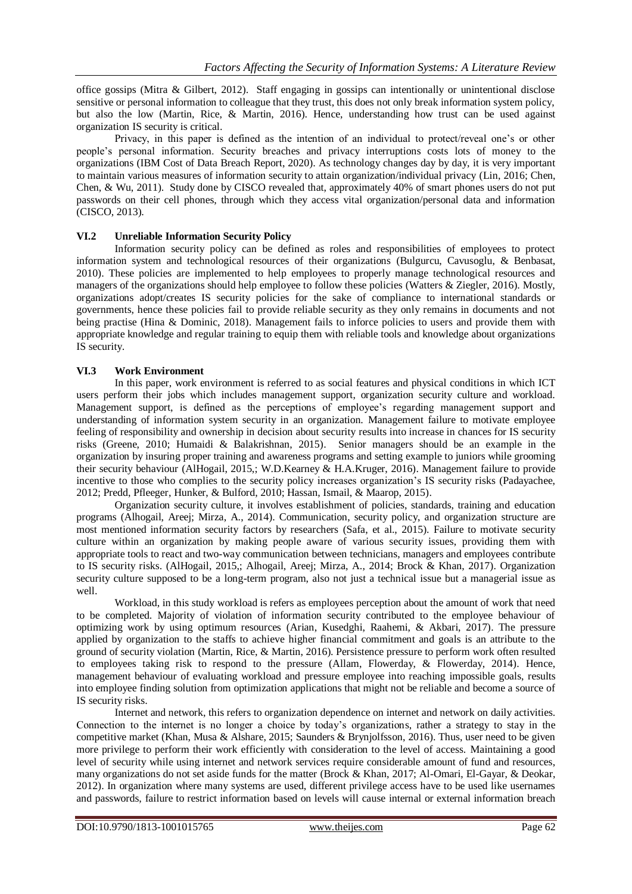office gossips (Mitra & Gilbert, 2012). Staff engaging in gossips can intentionally or unintentional disclose sensitive or personal information to colleague that they trust, this does not only break information system policy, but also the low (Martin, Rice, & Martin, 2016). Hence, understanding how trust can be used against organization IS security is critical.

Privacy, in this paper is defined as the intention of an individual to protect/reveal one's or other people's personal information. Security breaches and privacy interruptions costs lots of money to the organizations (IBM Cost of Data Breach Report, 2020). As technology changes day by day, it is very important to maintain various measures of information security to attain organization/individual privacy (Lin, 2016; Chen, Chen, & Wu, 2011). Study done by CISCO revealed that, approximately 40% of smart phones users do not put passwords on their cell phones, through which they access vital organization/personal data and information (CISCO, 2013).

### VI.2 Unreliable Information Security Policy

Information security policy can be defined as roles and responsibilities of employees to protect information system and technological resources of their organizations (Bulgurcu, Cavusoglu, & Benbasat, 2010). These policies are implemented to help employees to properly manage technological resources and managers of the organizations should help employee to follow these policies (Watters & Ziegler, 2016). Mostly, organizations adopt/creates IS security policies for the sake of compliance to international standards or governments, hence these policies fail to provide reliable security as they only remains in documents and not being practise (Hina & Dominic, 2018). Management fails to inforce policies to users and provide them with appropriate knowledge and regular training to equip them with reliable tools and knowledge about organizations IS security.

### VI.3 Work Environment

In this paper, work environment is referred to as social features and physical conditions in which ICT users perform their jobs which includes management support, organization security culture and workload. Management support, is defined as the perceptions of employee's regarding management support and understanding of information system security in an organization. Management failure to motivate employee feeling of responsibility and ownership in decision about security results into increase in chances for IS security risks (Greene, 2010; Humaidi & Balakrishnan, 2015). Senior managers should be an example in the organization by insuring proper training and awareness programs and setting example to juniors while grooming their security behaviour (AlHogail, 2015,; W.D.Kearney & H.A.Kruger, 2016). Management failure to provide incentive to those who complies to the security policy increases organization's IS security risks (Padayachee, 2012; Predd, Pfleeger, Hunker, & Bulford, 2010; Hassan, Ismail, & Maarop, 2015).

Organization security culture, it involves establishment of policies, standards, training and education programs (Alhogail, Areej; Mirza, A., 2014). Communication, security policy, and organization structure are most mentioned information security factors by researchers (Safa, et al., 2015). Failure to motivate security culture within an organization by making people aware of various security issues, providing them with appropriate tools to react and two-way communication between technicians, managers and employees contribute to IS security risks. (AlHogail, 2015,; Alhogail, Areej; Mirza, A., 2014; Brock & Khan, 2017). Organization security culture supposed to be a long-term program, also not just a technical issue but a managerial issue as well.

Workload, in this study workload is refers as employees perception about the amount of work that need to be completed. Majority of violation of information security contributed to the employee behaviour of optimizing work by using optimum resources (Arian, Kusedghi, Raahemi, & Akbari, 2017). The pressure applied by organization to the staffs to achieve higher financial commitment and goals is an attribute to the ground of security violation (Martin, Rice, & Martin, 2016). Persistence pressure to perform work often resulted to employees taking risk to respond to the pressure (Allam, Flowerday, & Flowerday, 2014). Hence, management behaviour of evaluating workload and pressure employee into reaching impossible goals, results into employee finding solution from optimization applications that might not be reliable and become a source of IS security risks.

Internet and network, this refers to organization dependence on internet and network on daily activities. Connection to the internet is no longer a choice by today's organizations, rather a strategy to stay in the competitive market (Khan, Musa & Alshare, 2015; Saunders & Brynjolfsson, 2016). Thus, user need to be given more privilege to perform their work efficiently with consideration to the level of access. Maintaining a good level of security while using internet and network services require considerable amount of fund and resources, many organizations do not set aside funds for the matter (Brock & Khan, 2017; Al-Omari, El-Gayar, & Deokar, 2012). In organization where many systems are used, different privilege access have to be used like usernames and passwords, failure to restrict information based on levels will cause internal or external information breach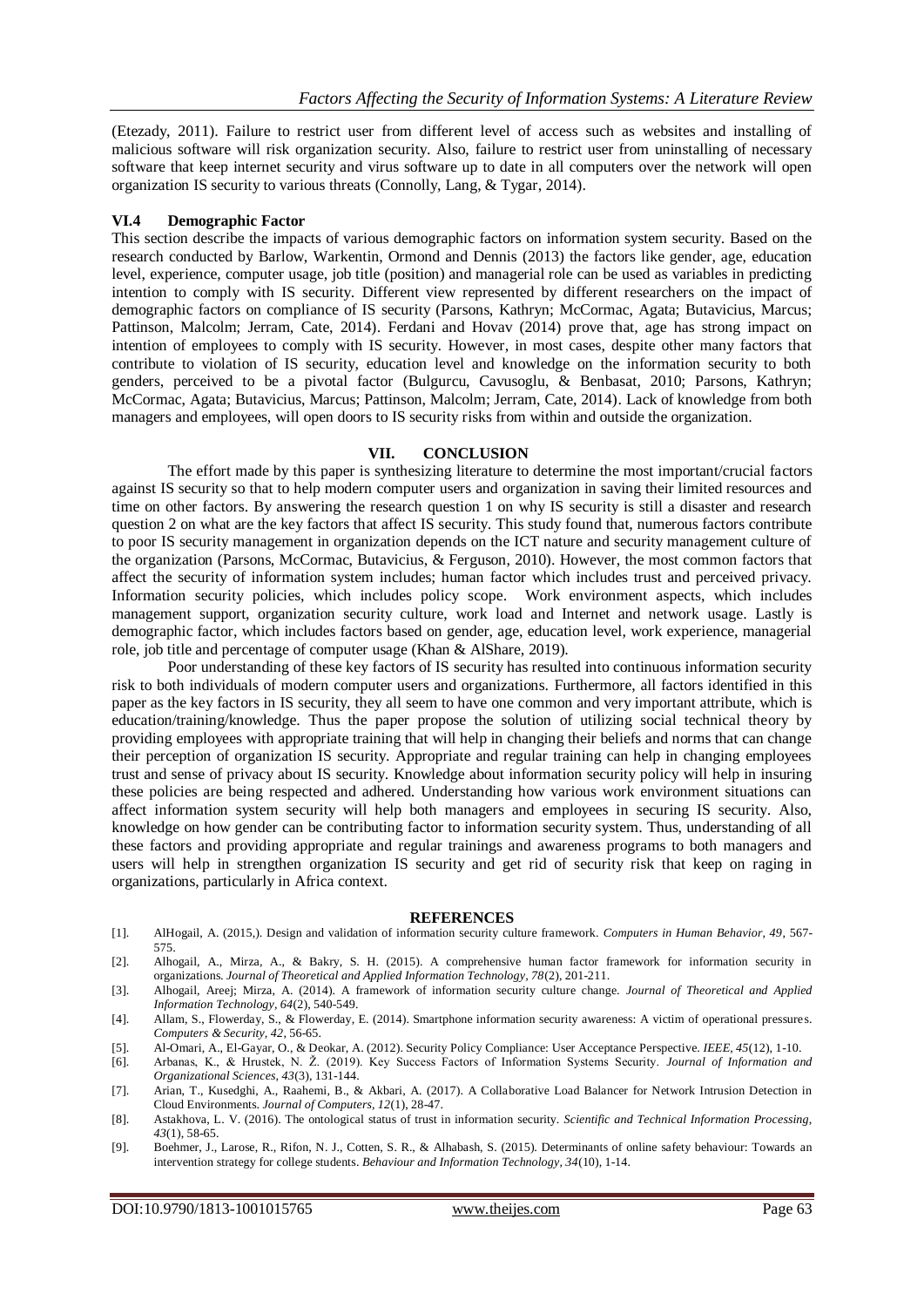(Etezady, 2011). Failure to restrict user from different level of access such as websites and installing of malicious software will risk organization security. Also, failure to restrict user from uninstalling of necessary software that keep internet security and virus software up to date in all computers over the network will open organization IS security to various threats (Connolly, Lang, & Tygar, 2014).

### VI.4 Demographic Factor

This section describe the impacts of various demographic factors on information system security. Based on the research conducted by Barlow, Warkentin, Ormond and Dennis (2013) the factors like gender, age, education level, experience, computer usage, job title (position) and managerial role can be used as variables in predicting intention to comply with IS security. Different view represented by different researchers on the impact of demographic factors on compliance of IS security (Parsons, Kathryn; McCormac, Agata; Butavicius, Marcus; Pattinson, Malcolm; Jerram, Cate, 2014). Ferdani and Hovav (2014) prove that, age has strong impact on intention of employees to comply with IS security. However, in most cases, despite other many factors that contribute to violation of IS security, education level and knowledge on the information security to both genders, perceived to be a pivotal factor (Bulgurcu, Cavusoglu, & Benbasat, 2010; Parsons, Kathryn; McCormac, Agata; Butavicius, Marcus; Pattinson, Malcolm; Jerram, Cate, 2014). Lack of knowledge from both managers and employees, will open doors to IS security risks from within and outside the organization.

## VII. CONCLUSION

The effort made by this paper is synthesizing literature to determine the most important/crucial factors against IS security so that to help modern computer users and organization in saving their limited resources and time on other factors. By answering the research question 1 on why IS security is still a disaster and research question 2 on what are the key factors that affect IS security. This study found that, numerous factors contribute to poor IS security management in organization depends on the ICT nature and security management culture of the organization (Parsons, McCormac, Butavicius, & Ferguson, 2010). However, the most common factors that affect the security of information system includes; human factor which includes trust and perceived privacy. Information security policies, which includes policy scope. Work environment aspects, which includes management support, organization security culture, work load and Internet and network usage. Lastly is demographic factor, which includes factors based on gender, age, education level, work experience, managerial role, job title and percentage of computer usage (Khan & AlShare, 2019).

Poor understanding of these key factors of IS security has resulted into continuous information security risk to both individuals of modern computer users and organizations. Furthermore, all factors identified in this paper as the key factors in IS security, they all seem to have one common and very important attribute, which is education/training/knowledge. Thus the paper propose the solution of utilizing social technical theory by providing employees with appropriate training that will help in changing their beliefs and norms that can change their perception of organization IS security. Appropriate and regular training can help in changing employees trust and sense of privacy about IS security. Knowledge about information security policy will help in insuring these policies are being respected and adhered. Understanding how various work environment situations can affect information system security will help both managers and employees in securing IS security. Also, knowledge on how gender can be contributing factor to information security system. Thus, understanding of all these factors and providing appropriate and regular trainings and awareness programs to both managers and users will help in strengthen organization IS security and get rid of security risk that keep on raging in organizations, particularly in Africa context.

## REFERENCES

[1]. AlHogail, A. (2015,). Design and validation of information security culture framework. *Computers in Human Behavior, 49*, 567-575.

[2]. Alhogail, A., Mirza, A., & Bakry, S. H. (2015). A comprehensive human factor framework for information security in organizations. *Journal of Theoretical and Applied Information Technology, 78*(2), 201-211.

[3]. Alhogail, Areej; Mirza, A. (2014). A framework of information security culture change. *Journal of Theoretical and Applied Information Technology, 64*(2), 540-549.

[4]. Allam, S., Flowerday, S., & Flowerday, E. (2014). Smartphone information security awareness: A victim of operational pressures. *Computers & Security, 42*, 56-65.

[5]. Al-Omari, A., El-Gayar, O., & Deokar, A. (2012). Security Policy Compliance: User Acceptance Perspective. *IEEE, 45*(12), 1-10.

[6]. Arbanas, K., & Hrustek, N. Ž. (2019). Key Success Factors of Information Systems Security. *Journal of Information and Organizational Sciences, 43*(3), 131-144.

[7]. Arian, T., Kusedghi, A., Raahemi, B., & Akbari, A. (2017). A Collaborative Load Balancer for Network Intrusion Detection in Cloud Environments. *Journal of Computers, 12*(1), 28-47.

[8]. Astakhova, L. V. (2016). The ontological status of trust in information security. *Scientific and Technical Information Processing, 43*(1), 58-65.

[9]. Boehmer, J., Larose, R., Rifon, N. J., Cotten, S. R., & Alhabash, S. (2015). Determinants of online safety behaviour: Towards an intervention strategy for college students. *Behaviour and Information Technology, 34*(10), 1-14.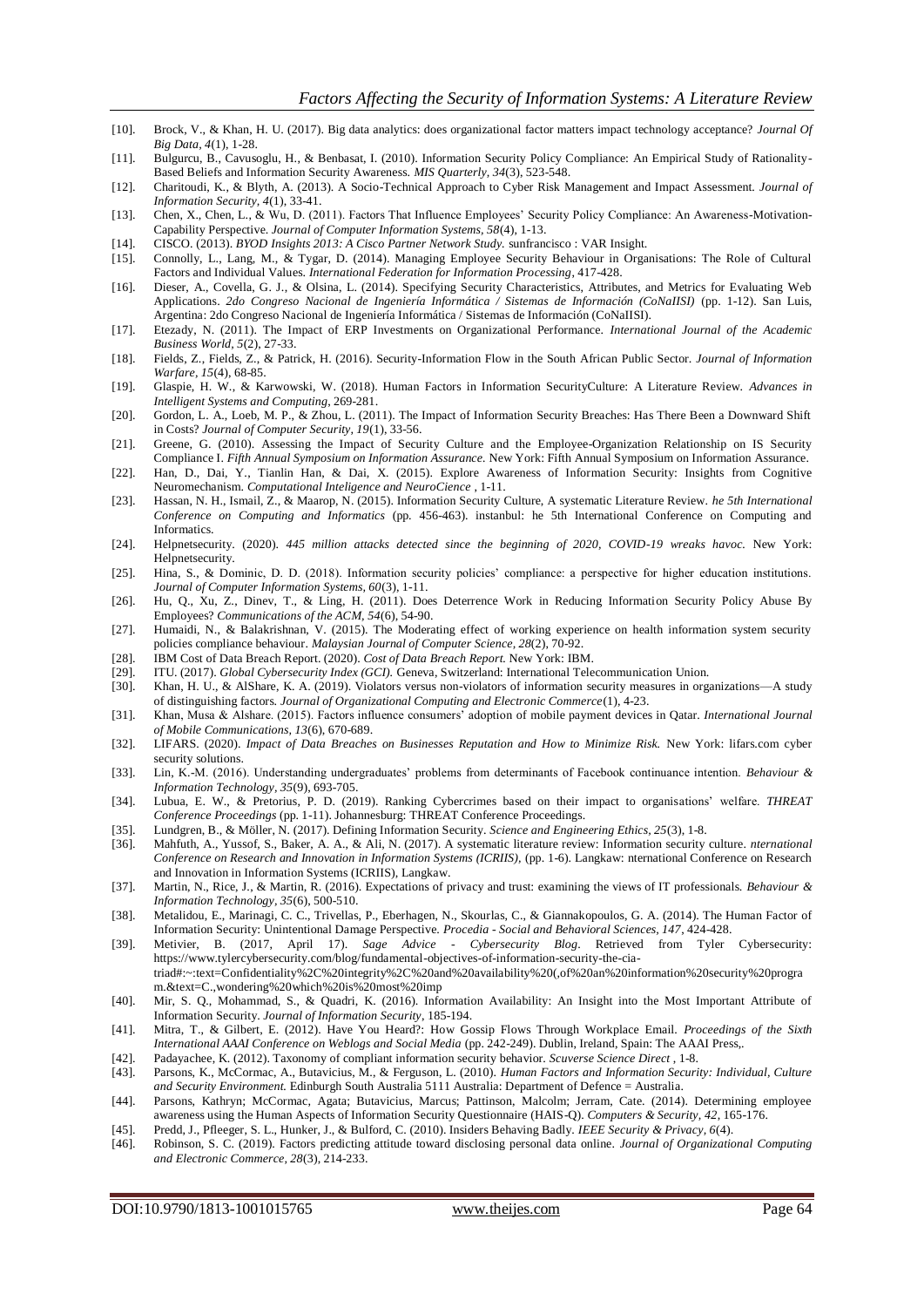[10]. Brock, V., & Khan, H. U. (2017). Big data analytics: does organizational factor matters impact technology acceptance? *Journal Of Big Data, 4*(1), 1-28.

[11]. Bulgurcu, B., Cavusoglu, H., & Benbasat, I. (2010). Information Security Policy Compliance: An Empirical Study of Rationality-Based Beliefs and Information Security Awareness. *MIS Quarterly, 34*(3), 523-548.

[12]. Charitoudi, K., & Blyth, A. (2013). A Socio-Technical Approach to Cyber Risk Management and Impact Assessment. *Journal of Information Security, 4*(1), 33-41.

[13]. Chen, X., Chen, L., & Wu, D. (2011). Factors That Influence Employees' Security Policy Compliance: An Awareness-Motivation-Capability Perspective. *Journal of Computer Information Systems, 58*(4), 1-13.

[14]. CISCO. (2013). *BYOD Insights 2013: A Cisco Partner Network Study.* sunfrancisco : VAR Insight.

[15]. Connolly, L., Lang, M., & Tygar, D. (2014). Managing Employee Security Behaviour in Organisations: The Role of Cultural Factors and Individual Values. *International Federation for Information Processing*, 417-428.

[16]. Dieser, A., Covella, G. J., & Olsina, L. (2014). Specifying Security Characteristics, Attributes, and Metrics for Evaluating Web Applications. *2do Congreso Nacional de Ingeniería Informática / Sistemas de Información (CoNaIISI)* (pp. 1-12). San Luis, Argentina: 2do Congreso Nacional de Ingeniería Informática / Sistemas de Información (CoNaIISI).

[17]. Etezady, N. (2011). The Impact of ERP Investments on Organizational Performance. *International Journal of the Academic Business World, 5*(2), 27-33.

[18]. Fields, Z., Fields, Z., & Patrick, H. (2016). Security-Information Flow in the South African Public Sector. *Journal of Information Warfare, 15*(4), 68-85.

[19]. Glaspie, H. W., & Karwowski, W. (2018). Human Factors in Information SecurityCulture: A Literature Review. *Advances in Intelligent Systems and Computing*, 269-281.

[20]. Gordon, L. A., Loeb, M. P., & Zhou, L. (2011). The Impact of Information Security Breaches: Has There Been a Downward Shift in Costs? *Journal of Computer Security, 19*(1), 33-56.

[21]. Greene, G. (2010). Assessing the Impact of Security Culture and the Employee-Organization Relationship on IS Security Compliance I. *Fifth Annual Symposium on Information Assurance.* New York: Fifth Annual Symposium on Information Assurance.

[22]. Han, D., Dai, Y., Tianlin Han, & Dai, X. (2015). Explore Awareness of Information Security: Insights from Cognitive Neuromechanism. *Computational Inteligence and NeuroCience* , 1-11.

[23]. Hassan, N. H., Ismail, Z., & Maarop, N. (2015). Information Security Culture, A systematic Literature Review. *he 5th International Conference on Computing and Informatics* (pp. 456-463). instanbul: he 5th International Conference on Computing and Informatics.

[24]. Helpnetsecurity. (2020). *445 million attacks detected since the beginning of 2020, COVID-19 wreaks havoc.* New York: Helpnetsecurity.

[25]. Hina, S., & Dominic, D. D. (2018). Information security policies' compliance: a perspective for higher education institutions. *Journal of Computer Information Systems, 60*(3), 1-11.

[26]. Hu, Q., Xu, Z., Dinev, T., & Ling, H. (2011). Does Deterrence Work in Reducing Information Security Policy Abuse By Employees? *Communications of the ACM, 54*(6), 54-90.

[27]. Humaidi, N., & Balakrishnan, V. (2015). The Moderating effect of working experience on health information system security policies compliance behaviour. *Malaysian Journal of Computer Science, 28*(2), 70-92.

[28]. IBM Cost of Data Breach Report. (2020). *Cost of Data Breach Report.* New York: IBM.

[29]. ITU. (2017). *Global Cybersecurity Index (GCI).* Geneva, Switzerland: International Telecommunication Union.

[30]. Khan, H. U., & AlShare, K. A. (2019). Violators versus non-violators of information security measures in organizations—A study of distinguishing factors. *Journal of Organizational Computing and Electronic Commerce*(1), 4-23.

[31]. Khan, Musa & Alshare. (2015). Factors influence consumers' adoption of mobile payment devices in Qatar. *International Journal of Mobile Communications, 13*(6), 670-689.

[32]. LIFARS. (2020). *Impact of Data Breaches on Businesses Reputation and How to Minimize Risk.* New York: lifars.com cyber security solutions.

[33]. Lin, K.-M. (2016). Understanding undergraduates' problems from determinants of Facebook continuance intention. *Behaviour & Information Technology, 35*(9), 693-705.

[34]. Lubua, E. W., & Pretorius, P. D. (2019). Ranking Cybercrimes based on their impact to organisations' welfare. *THREAT Conference Proceedings* (pp. 1-11). Johannesburg: THREAT Conference Proceedings.

[35]. Lundgren, B., & Möller, N. (2017). Defining Information Security. *Science and Engineering Ethics, 25*(3), 1-8.

[36]. Mahfuth, A., Yussof, S., Baker, A. A., & Ali, N. (2017). A systematic literature review: Information security culture. *nternational Conference on Research and Innovation in Information Systems (ICRIIS),* (pp. 1-6). Langkaw: nternational Conference on Research and Innovation in Information Systems (ICRIIS), Langkaw.

[37]. Martin, N., Rice, J., & Martin, R. (2016). Expectations of privacy and trust: examining the views of IT professionals. *Behaviour & Information Technology, 35*(6), 500-510.

[38]. Metalidou, E., Marinagi, C. C., Trivellas, P., Eberhagen, N., Skourlas, C., & Giannakopoulos, G. A. (2014). The Human Factor of Information Security: Unintentional Damage Perspective. *Procedia - Social and Behavioral Sciences, 147*, 424-428.

[39]. Metivier, B. (2017, April 17). *Sage Advice - Cybersecurity Blog*. Retrieved from Tyler Cybersecurity: https://www.tylercybersecurity.com/blog/fundamental-objectives-of-information-security-the-cia-triad#:~:text=Confidentiality%2C%20integrity%2C%20and%20availability%20(,of%20an%20information%20security%20program.&text=C.,wondering%20which%20is%20most%20imp

[40]. Mir, S. Q., Mohammad, S., & Quadri, K. (2016). Information Availability: An Insight into the Most Important Attribute of Information Security. *Journal of Information Security*, 185-194.

[41]. Mitra, T., & Gilbert, E. (2012). Have You Heard?: How Gossip Flows Through Workplace Email. *Proceedings of the Sixth International AAAI Conference on Weblogs and Social Media* (pp. 242-249). Dublin, Ireland, Spain: The AAAI Press,.

[42]. Padayachee, K. (2012). Taxonomy of compliant information security behavior. *Scuverse Science Direct* , 1-8.

[43]. Parsons, K., McCormac, A., Butavicius, M., & Ferguson, L. (2010). *Human Factors and Information Security: Individual, Culture and Security Environment.* Edinburgh South Australia 5111 Australia: Department of Defence = Australia.

[44]. Parsons, Kathryn; McCormac, Agata; Butavicius, Marcus; Pattinson, Malcolm; Jerram, Cate. (2014). Determining employee awareness using the Human Aspects of Information Security Questionnaire (HAIS-Q). *Computers & Security, 42*, 165-176.

[45]. Predd, J., Pfleeger, S. L., Hunker, J., & Bulford, C. (2010). Insiders Behaving Badly. *IEEE Security & Privacy, 6*(4).

[46]. Robinson, S. C. (2019). Factors predicting attitude toward disclosing personal data online. *Journal of Organizational Computing and Electronic Commerce, 28*(3), 214-233.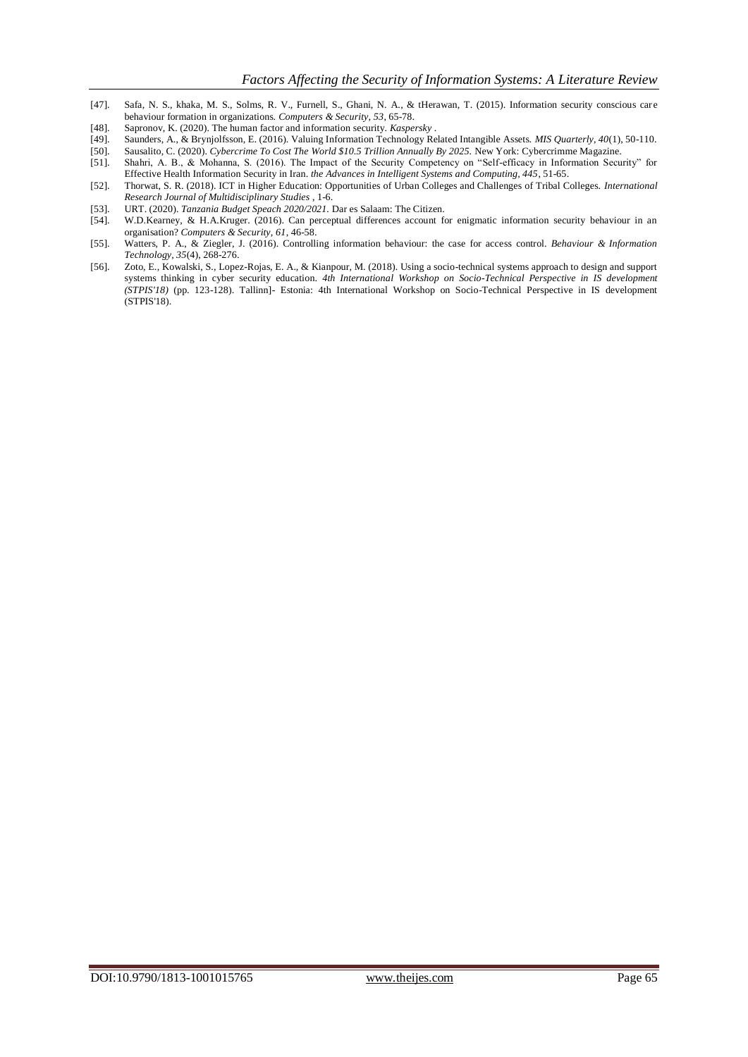[47]. Safa, N. S., khaka, M. S., Solms, R. V., Furnell, S., Ghani, N. A., & tHerawan, T. (2015). Information security conscious care behaviour formation in organizations. *Computers & Security, 53*, 65-78.

[48]. Sapronov, K. (2020). The human factor and information security. *Kaspersky* .

[49]. Saunders, A., & Brynjolfsson, E. (2016). Valuing Information Technology Related Intangible Assets. *MIS Quarterly, 40*(1), 50-110.

[50]. Sausalito, C. (2020). *Cybercrime To Cost The World $10.5 Trillion Annually By 2025.* New York: Cybercrimme Magazine.

[51]. Shahri, A. B., & Mohanna, S. (2016). The Impact of the Security Competency on "Self-efficacy in Information Security" for Effective Health Information Security in Iran. *the Advances in Intelligent Systems and Computing, 445*, 51-65.

[52]. Thorwat, S. R. (2018). ICT in Higher Education: Opportunities of Urban Colleges and Challenges of Tribal Colleges. *International Research Journal of Multidisciplinary Studies* , 1-6.

[53]. URT. (2020). *Tanzania Budget Speach 2020/2021.* Dar es Salaam: The Citizen.

[54]. W.D.Kearney, & H.A.Kruger. (2016). Can perceptual differences account for enigmatic information security behaviour in an organisation? *Computers & Security, 61*, 46-58.

[55]. Watters, P. A., & Ziegler, J. (2016). Controlling information behaviour: the case for access control. *Behaviour & Information Technology, 35*(4), 268-276.

[56]. Zoto, E., Kowalski, S., Lopez-Rojas, E. A., & Kianpour, M. (2018). Using a socio-technical systems approach to design and support systems thinking in cyber security education. *4th International Workshop on Socio-Technical Perspective in IS development (STPIS'18)* (pp. 123-128). Tallinn]- Estonia: 4th International Workshop on Socio-Technical Perspective in IS development (STPIS'18).